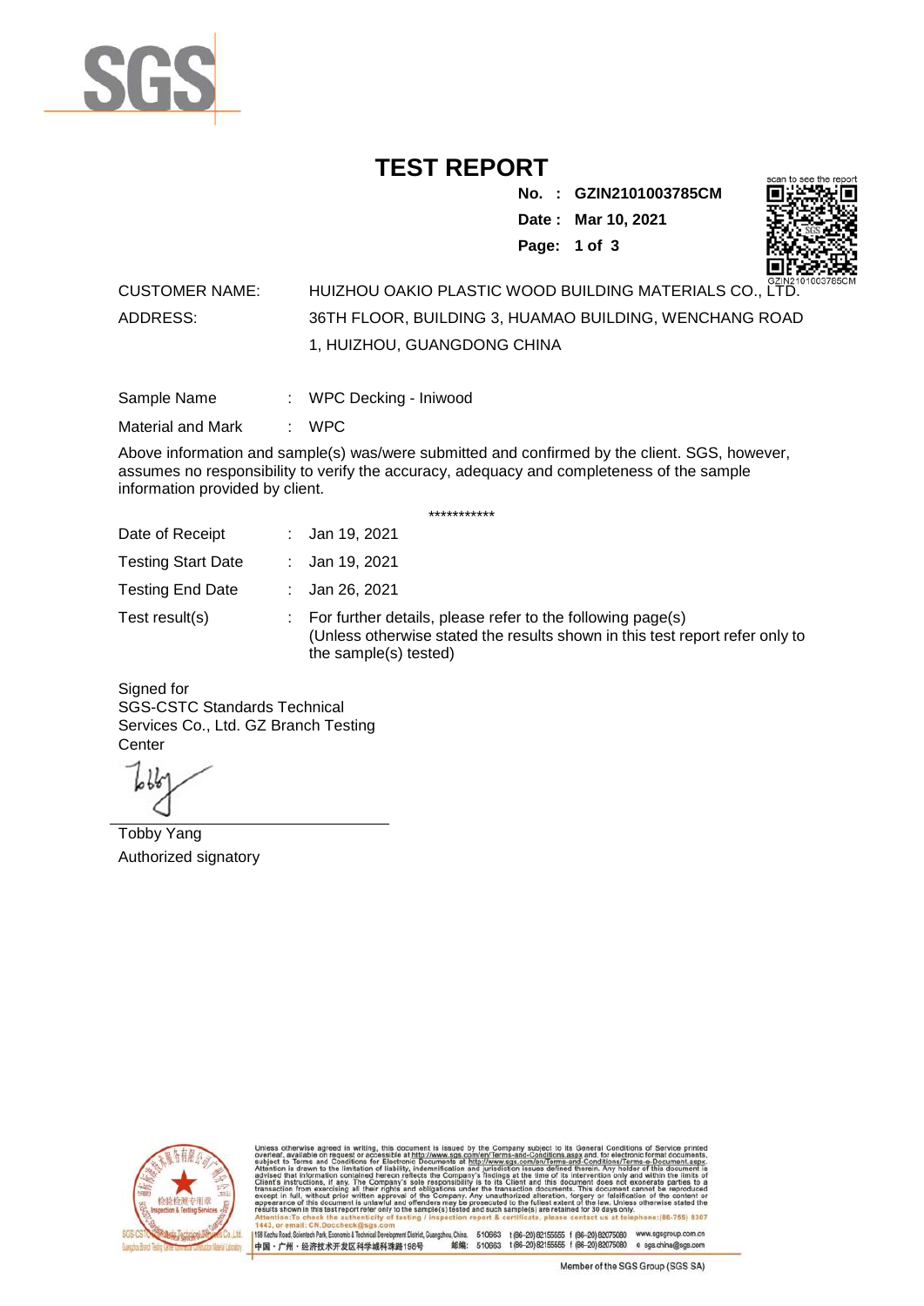# TEST REPORT

**No. : GZIN2101003785CM**
**Date : Mar 10, 2021**

CUSTOMER NAME: HUIZHOU OAKIO PLASTIC WOOD BUILDING MATERIALS CO., LTD.

ADDRESS: 36TH FLOOR, BUILDING 3, HUAMAO BUILDING, WENCHANG ROAD 1, HUIZHOU, GUANGDONG CHINA

Sample Name : WPC Decking - Iniwood

Material and Mark : WPC

Above information and sample(s) was/were submitted and confirmed by the client. SGS, however, assumes no responsibility to verify the accuracy, adequacy and completeness of the sample information provided by client.

***********

Date of Receipt : Jan 19, 2021

Testing Start Date : Jan 19, 2021

Testing End Date : Jan 26, 2021

Test result(s) : For further details, please refer to the following page(s)
(Unless otherwise stated the results shown in this test report refer only to the sample(s) tested)

Signed for
SGS-CSTC Standards Technical Services Co., Ltd. GZ Branch Testing Center

Tobby Yang
Authorized signatory

Unless otherwise agreed in writing, this document is issued by the Company subject to its General Conditions of Service printed overleaf, available on request or accessible at http://www.sgs.com/en/Terms-and-Conditions.aspx and, for electronic format documents, subject to Terms and Conditions for Electronic Documents at http://www.sgs.com/en/Terms-and-Conditions/Terms-e-Document.aspx. Attention is drawn to the limitation of liability, indemnification and jurisdiction issues defined therein. Any holder of this document is advised that information contained hereon reflects the Company's findings at the time of its intervention only and within the limits of Client's instructions, if any. The Company's sole responsibility is to its Client and this document does not exonerate parties to a transaction from exercising all their rights and obligations under the transaction documents. This document cannot be reproduced except in full, without prior written approval of the Company. Any unauthorized alteration, forgery or falsification of the content or appearance of this document is unlawful and offenders may be prosecuted to the fullest extent of the law. Unless otherwise stated the results shown in this test report refer only to the sample(s) tested and such sample(s) are retained for 30 days only.
Attention: To check the authenticity of testing / inspection report & certificate, please contact us at telephone: (86-755) 8307 1443, or email: CN.Doccheck@sgs.com

198 Kezhu Road, Scientech Park, Economic & Technical Development District, Guangzhou, China. 510663 t (86-20) 82155555 f (86-20) 82075080 www.sgsgroup.com.cn
中国・广州・经济技术开发区科学城科珠路198号 邮编: 510663 t (86-20) 82155555 f (86-20) 82075080 e sgs.china@sgs.com

Member of the SGS Group (SGS SA)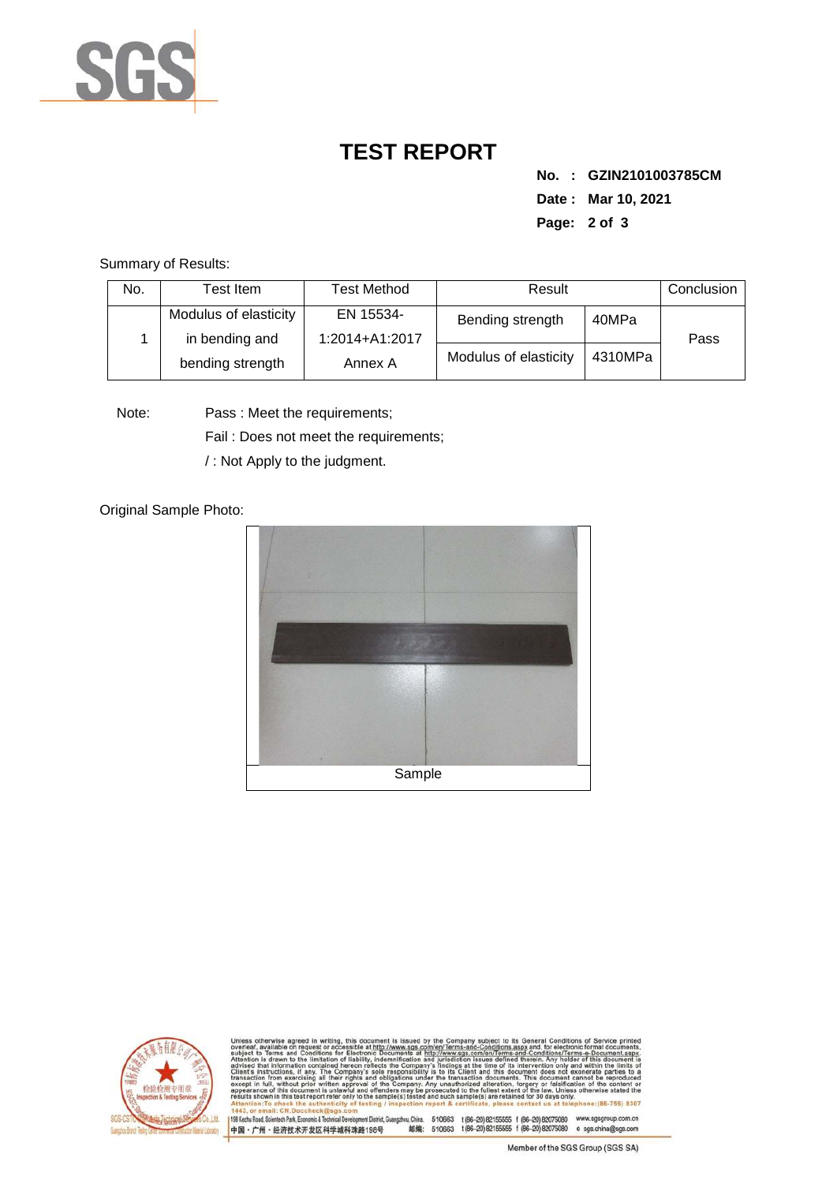# TEST REPORT

**No. : GZIN2101003785CM**

**Date : Mar 10, 2021**

Summary of Results:

| No. | Test Item | Test Method | Result | | Conclusion |
|---|---|---|---|---|---|
| 1 | Modulus of elasticity in bending and bending strength | EN 15534-1:2014+A1:2017 Annex A | Bending strength | 40MPa | Pass |
| | | | Modulus of elasticity | 4310MPa | |

Note: Pass : Meet the requirements;

Fail : Does not meet the requirements;

/ : Not Apply to the judgment.

Original Sample Photo:

Sample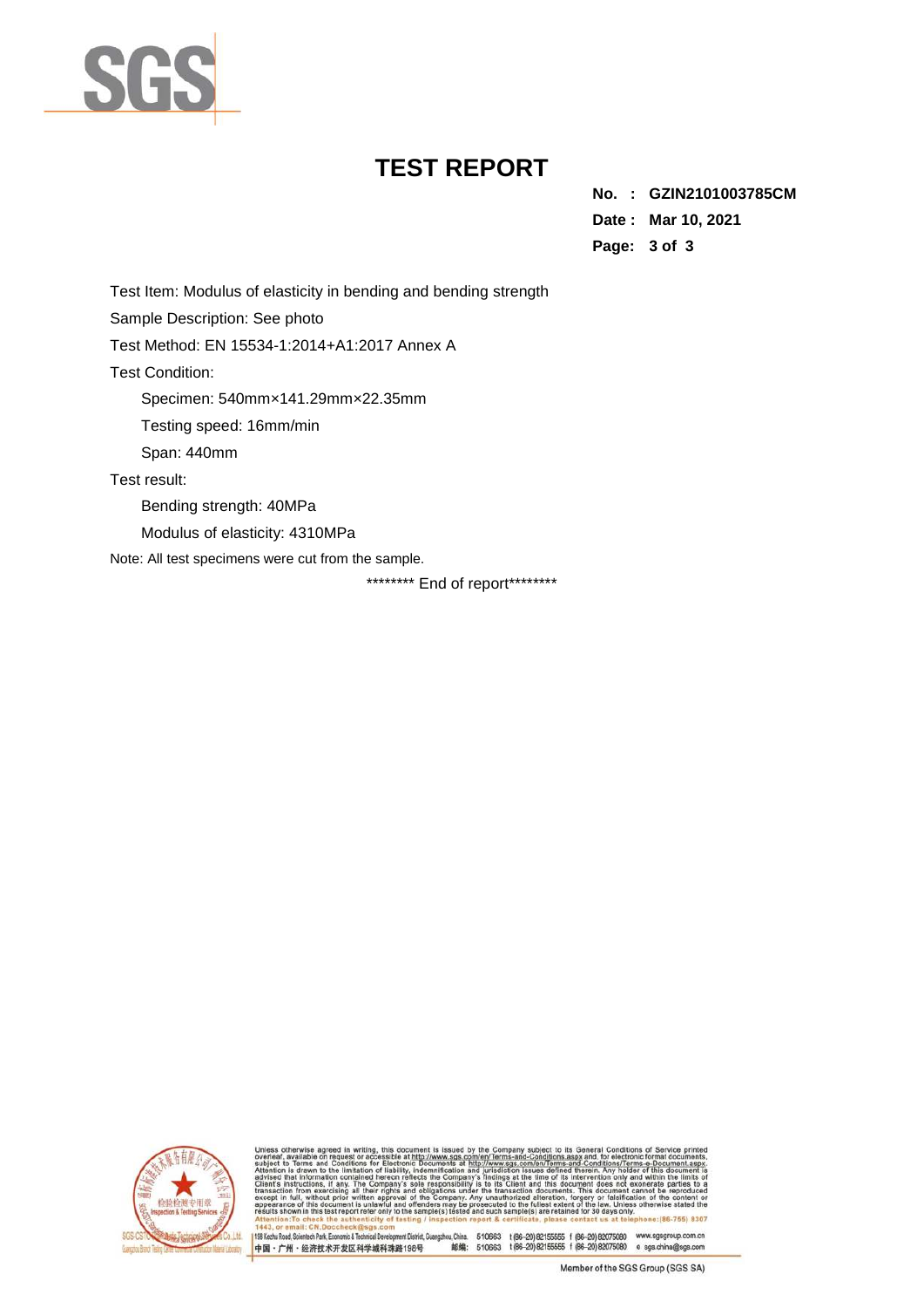# TEST REPORT

**No. : GZIN2101003785CM**

**Date : Mar 10, 2021**

Test Item: Modulus of elasticity in bending and bending strength

Sample Description: See photo

Test Method: EN 15534-1:2014+A1:2017 Annex A

Test Condition:

- Specimen: 540mm×141.29mm×22.35mm
- Testing speed: 16mm/min
- Span: 440mm

Test result:

- Bending strength: 40MPa
- Modulus of elasticity: 4310MPa

Note: All test specimens were cut from the sample.

******** End of report********